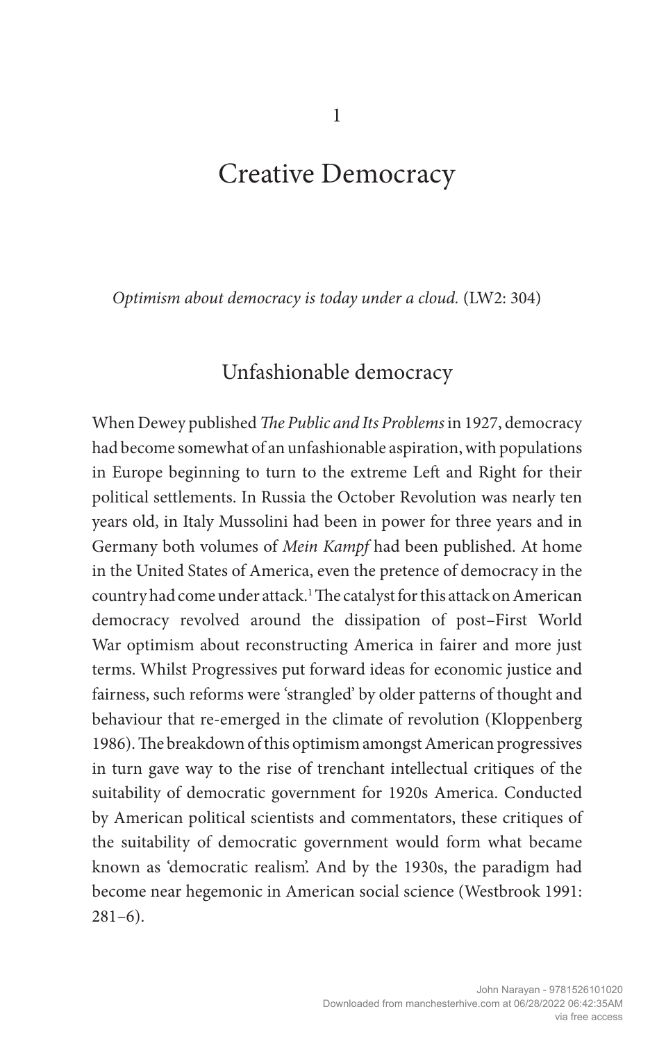# 1

# Creative Democracy

*Optimism about democracy is today under a cloud.* (LW2: 304)

## Unfashionable democracy

When Dewey published *The Public and Its Problems* in 1927, democracy had become somewhat of an unfashionable aspiration, with populations in Europe beginning to turn to the extreme Left and Right for their political settlements. In Russia the October Revolution was nearly ten years old, in Italy Mussolini had been in power for three years and in Germany both volumes of *Mein Kampf* had been published. At home in the United States of America, even the pretence of democracy in the country had come under attack.[1] The catalyst for this attack on American democracy revolved around the dissipation of post–First World War optimism about reconstructing America in fairer and more just terms. Whilst Progressives put forward ideas for economic justice and fairness, such reforms were 'strangled' by older patterns of thought and behaviour that re-emerged in the climate of revolution (Kloppenberg 1986). The breakdown of this optimism amongst American progressives in turn gave way to the rise of trenchant intellectual critiques of the suitability of democratic government for 1920s America. Conducted by American political scientists and commentators, these critiques of the suitability of democratic government would form what became known as 'democratic realism'. And by the 1930s, the paradigm had become near hegemonic in American social science (Westbrook 1991: 281–6).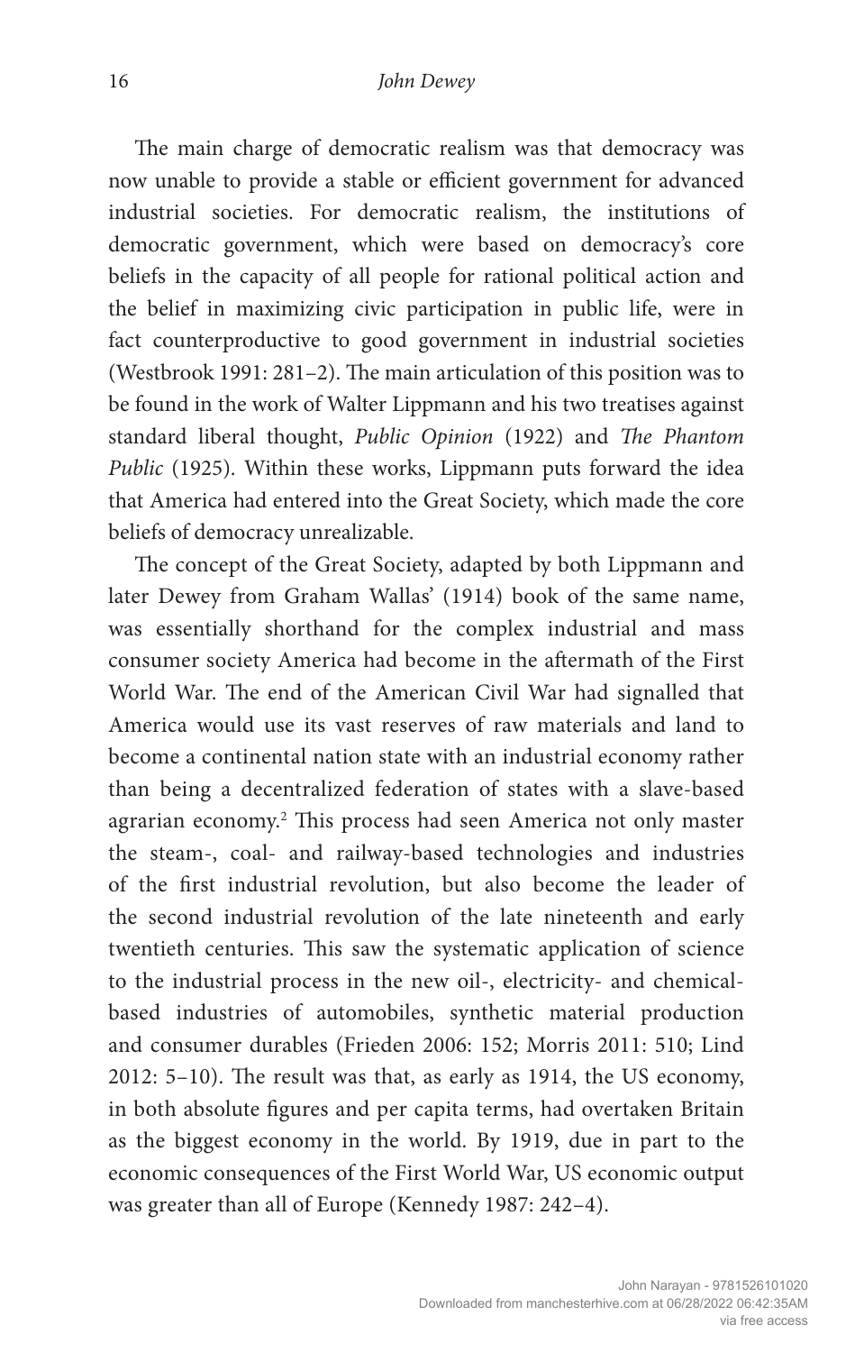The main charge of democratic realism was that democracy was now unable to provide a stable or efficient government for advanced industrial societies. For democratic realism, the institutions of democratic government, which were based on democracy's core beliefs in the capacity of all people for rational political action and the belief in maximizing civic participation in public life, were in fact counterproductive to good government in industrial societies (Westbrook 1991: 281–2). The main articulation of this position was to be found in the work of Walter Lippmann and his two treatises against standard liberal thought, *Public Opinion* (1922) and *The Phantom Public* (1925). Within these works, Lippmann puts forward the idea that America had entered into the Great Society, which made the core beliefs of democracy unrealizable.

The concept of the Great Society, adapted by both Lippmann and later Dewey from Graham Wallas' (1914) book of the same name, was essentially shorthand for the complex industrial and mass consumer society America had become in the aftermath of the First World War. The end of the American Civil War had signalled that America would use its vast reserves of raw materials and land to become a continental nation state with an industrial economy rather than being a decentralized federation of states with a slave-based agrarian economy.[2] This process had seen America not only master the steam-, coal- and railway-based technologies and industries of the first industrial revolution, but also become the leader of the second industrial revolution of the late nineteenth and early twentieth centuries. This saw the systematic application of science to the industrial process in the new oil-, electricity- and chemical-based industries of automobiles, synthetic material production and consumer durables (Frieden 2006: 152; Morris 2011: 510; Lind 2012: 5–10). The result was that, as early as 1914, the US economy, in both absolute figures and per capita terms, had overtaken Britain as the biggest economy in the world. By 1919, due in part to the economic consequences of the First World War, US economic output was greater than all of Europe (Kennedy 1987: 242–4).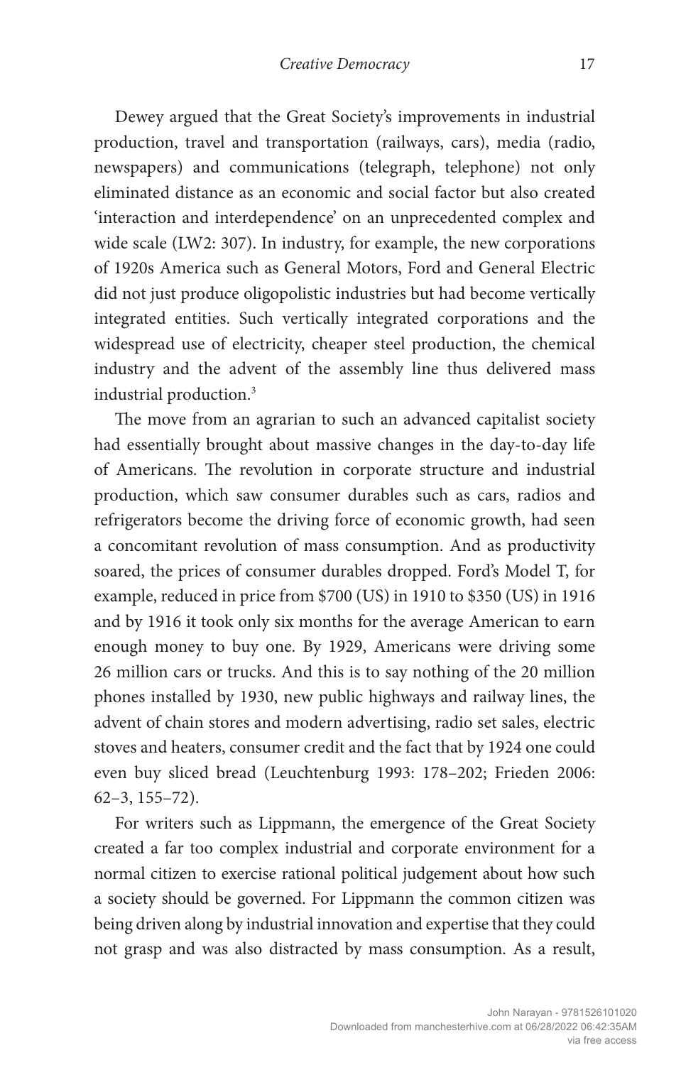Dewey argued that the Great Society's improvements in industrial production, travel and transportation (railways, cars), media (radio, newspapers) and communications (telegraph, telephone) not only eliminated distance as an economic and social factor but also created 'interaction and interdependence' on an unprecedented complex and wide scale (LW2: 307). In industry, for example, the new corporations of 1920s America such as General Motors, Ford and General Electric did not just produce oligopolistic industries but had become vertically integrated entities. Such vertically integrated corporations and the widespread use of electricity, cheaper steel production, the chemical industry and the advent of the assembly line thus delivered mass industrial production.[3]

The move from an agrarian to such an advanced capitalist society had essentially brought about massive changes in the day-to-day life of Americans. The revolution in corporate structure and industrial production, which saw consumer durables such as cars, radios and refrigerators become the driving force of economic growth, had seen a concomitant revolution of mass consumption. And as productivity soared, the prices of consumer durables dropped. Ford's Model T, for example, reduced in price from $700 (US) in 1910 to $350 (US) in 1916 and by 1916 it took only six months for the average American to earn enough money to buy one. By 1929, Americans were driving some 26 million cars or trucks. And this is to say nothing of the 20 million phones installed by 1930, new public highways and railway lines, the advent of chain stores and modern advertising, radio set sales, electric stoves and heaters, consumer credit and the fact that by 1924 one could even buy sliced bread (Leuchtenburg 1993: 178–202; Frieden 2006: 62–3, 155–72).

For writers such as Lippmann, the emergence of the Great Society created a far too complex industrial and corporate environment for a normal citizen to exercise rational political judgement about how such a society should be governed. For Lippmann the common citizen was being driven along by industrial innovation and expertise that they could not grasp and was also distracted by mass consumption. As a result,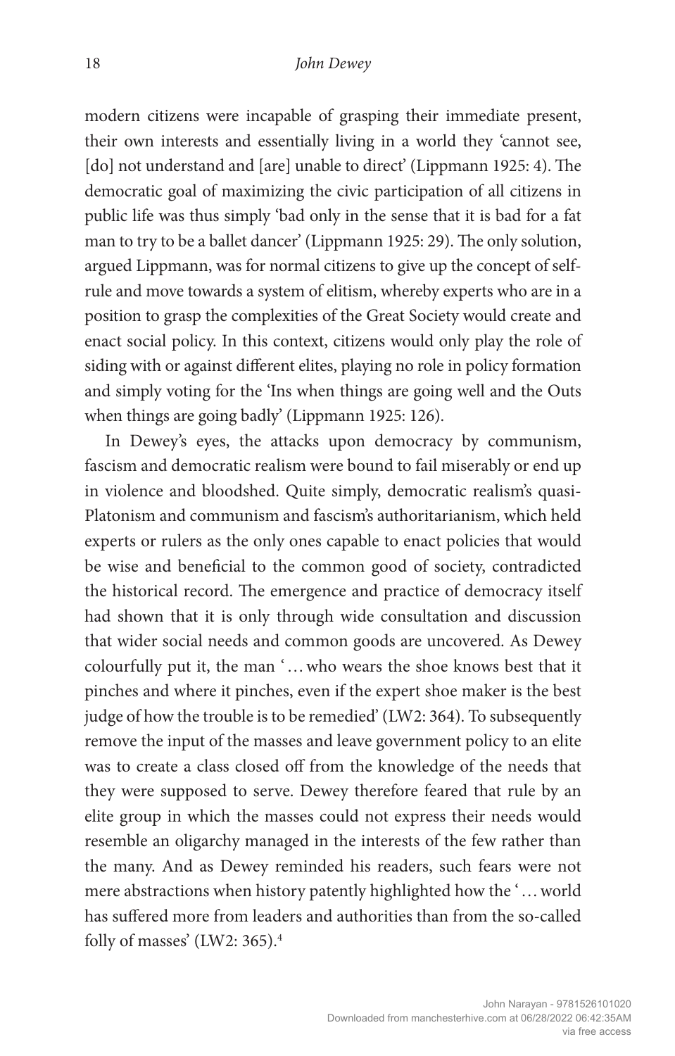modern citizens were incapable of grasping their immediate present, their own interests and essentially living in a world they 'cannot see, [do] not understand and [are] unable to direct' (Lippmann 1925: 4). The democratic goal of maximizing the civic participation of all citizens in public life was thus simply 'bad only in the sense that it is bad for a fat man to try to be a ballet dancer' (Lippmann 1925: 29). The only solution, argued Lippmann, was for normal citizens to give up the concept of self-rule and move towards a system of elitism, whereby experts who are in a position to grasp the complexities of the Great Society would create and enact social policy. In this context, citizens would only play the role of siding with or against different elites, playing no role in policy formation and simply voting for the 'Ins when things are going well and the Outs when things are going badly' (Lippmann 1925: 126).

In Dewey's eyes, the attacks upon democracy by communism, fascism and democratic realism were bound to fail miserably or end up in violence and bloodshed. Quite simply, democratic realism's quasi-Platonism and communism and fascism's authoritarianism, which held experts or rulers as the only ones capable to enact policies that would be wise and beneficial to the common good of society, contradicted the historical record. The emergence and practice of democracy itself had shown that it is only through wide consultation and discussion that wider social needs and common goods are uncovered. As Dewey colourfully put it, the man '… who wears the shoe knows best that it pinches and where it pinches, even if the expert shoe maker is the best judge of how the trouble is to be remedied' (LW2: 364). To subsequently remove the input of the masses and leave government policy to an elite was to create a class closed off from the knowledge of the needs that they were supposed to serve. Dewey therefore feared that rule by an elite group in which the masses could not express their needs would resemble an oligarchy managed in the interests of the few rather than the many. And as Dewey reminded his readers, such fears were not mere abstractions when history patently highlighted how the '… world has suffered more from leaders and authorities than from the so-called folly of masses' (LW2: 365).[4]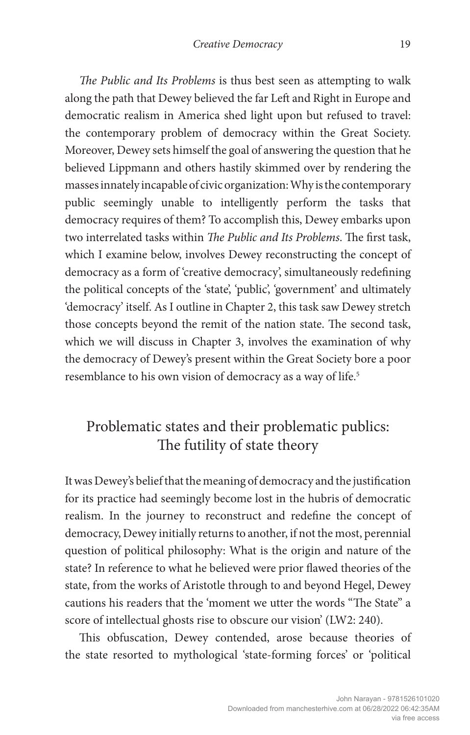*The Public and Its Problems* is thus best seen as attempting to walk along the path that Dewey believed the far Left and Right in Europe and democratic realism in America shed light upon but refused to travel: the contemporary problem of democracy within the Great Society. Moreover, Dewey sets himself the goal of answering the question that he believed Lippmann and others hastily skimmed over by rendering the masses innately incapable of civic organization: Why is the contemporary public seemingly unable to intelligently perform the tasks that democracy requires of them? To accomplish this, Dewey embarks upon two interrelated tasks within *The Public and Its Problems*. The first task, which I examine below, involves Dewey reconstructing the concept of democracy as a form of 'creative democracy', simultaneously redefining the political concepts of the 'state', 'public', 'government' and ultimately 'democracy' itself. As I outline in Chapter 2, this task saw Dewey stretch those concepts beyond the remit of the nation state. The second task, which we will discuss in Chapter 3, involves the examination of why the democracy of Dewey's present within the Great Society bore a poor resemblance to his own vision of democracy as a way of life.[5]

## Problematic states and their problematic publics: The futility of state theory

It was Dewey's belief that the meaning of democracy and the justification for its practice had seemingly become lost in the hubris of democratic realism. In the journey to reconstruct and redefine the concept of democracy, Dewey initially returns to another, if not the most, perennial question of political philosophy: What is the origin and nature of the state? In reference to what he believed were prior flawed theories of the state, from the works of Aristotle through to and beyond Hegel, Dewey cautions his readers that the 'moment we utter the words "The State" a score of intellectual ghosts rise to obscure our vision' (LW2: 240).

This obfuscation, Dewey contended, arose because theories of the state resorted to mythological 'state-forming forces' or 'political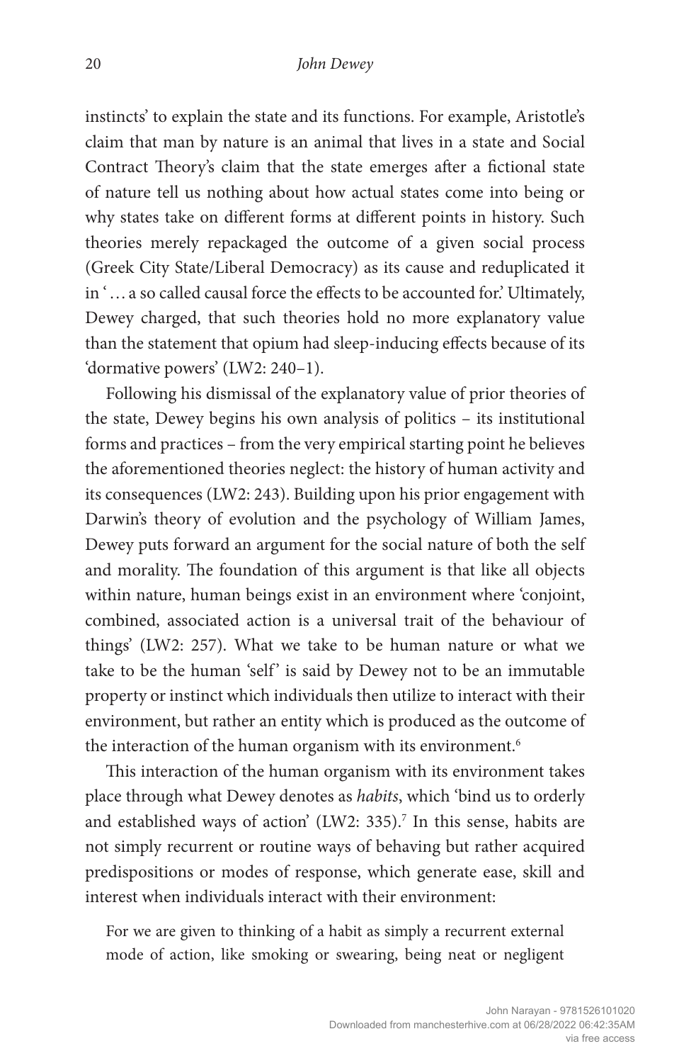instincts' to explain the state and its functions. For example, Aristotle's claim that man by nature is an animal that lives in a state and Social Contract Theory's claim that the state emerges after a fictional state of nature tell us nothing about how actual states come into being or why states take on different forms at different points in history. Such theories merely repackaged the outcome of a given social process (Greek City State/Liberal Democracy) as its cause and reduplicated it in '… a so called causal force the effects to be accounted for.' Ultimately, Dewey charged, that such theories hold no more explanatory value than the statement that opium had sleep-inducing effects because of its 'dormative powers' (LW2: 240–1).

Following his dismissal of the explanatory value of prior theories of the state, Dewey begins his own analysis of politics – its institutional forms and practices – from the very empirical starting point he believes the aforementioned theories neglect: the history of human activity and its consequences (LW2: 243). Building upon his prior engagement with Darwin's theory of evolution and the psychology of William James, Dewey puts forward an argument for the social nature of both the self and morality. The foundation of this argument is that like all objects within nature, human beings exist in an environment where 'conjoint, combined, associated action is a universal trait of the behaviour of things' (LW2: 257). What we take to be human nature or what we take to be the human 'self' is said by Dewey not to be an immutable property or instinct which individuals then utilize to interact with their environment, but rather an entity which is produced as the outcome of the interaction of the human organism with its environment.[6]

This interaction of the human organism with its environment takes place through what Dewey denotes as *habits*, which 'bind us to orderly and established ways of action' (LW2: 335).[7] In this sense, habits are not simply recurrent or routine ways of behaving but rather acquired predispositions or modes of response, which generate ease, skill and interest when individuals interact with their environment:

> For we are given to thinking of a habit as simply a recurrent external mode of action, like smoking or swearing, being neat or negligent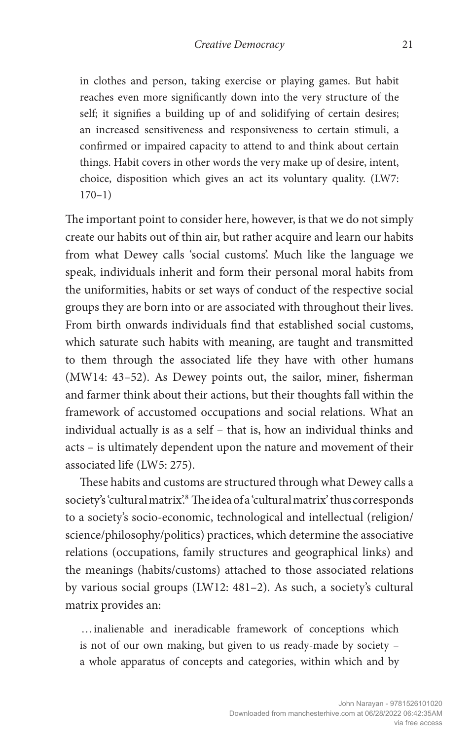> in clothes and person, taking exercise or playing games. But habit reaches even more significantly down into the very structure of the self; it signifies a building up of and solidifying of certain desires; an increased sensitiveness and responsiveness to certain stimuli, a confirmed or impaired capacity to attend to and think about certain things. Habit covers in other words the very make up of desire, intent, choice, disposition which gives an act its voluntary quality. (LW7: 170–1)

The important point to consider here, however, is that we do not simply create our habits out of thin air, but rather acquire and learn our habits from what Dewey calls 'social customs'. Much like the language we speak, individuals inherit and form their personal moral habits from the uniformities, habits or set ways of conduct of the respective social groups they are born into or are associated with throughout their lives. From birth onwards individuals find that established social customs, which saturate such habits with meaning, are taught and transmitted to them through the associated life they have with other humans (MW14: 43–52). As Dewey points out, the sailor, miner, fisherman and farmer think about their actions, but their thoughts fall within the framework of accustomed occupations and social relations. What an individual actually is as a self – that is, how an individual thinks and acts – is ultimately dependent upon the nature and movement of their associated life (LW5: 275).

These habits and customs are structured through what Dewey calls a society's 'cultural matrix'.[8] The idea of a 'cultural matrix' thus corresponds to a society's socio-economic, technological and intellectual (religion/science/philosophy/politics) practices, which determine the associative relations (occupations, family structures and geographical links) and the meanings (habits/customs) attached to those associated relations by various social groups (LW12: 481–2). As such, a society's cultural matrix provides an:

> … inalienable and ineradicable framework of conceptions which is not of our own making, but given to us ready-made by society – a whole apparatus of concepts and categories, within which and by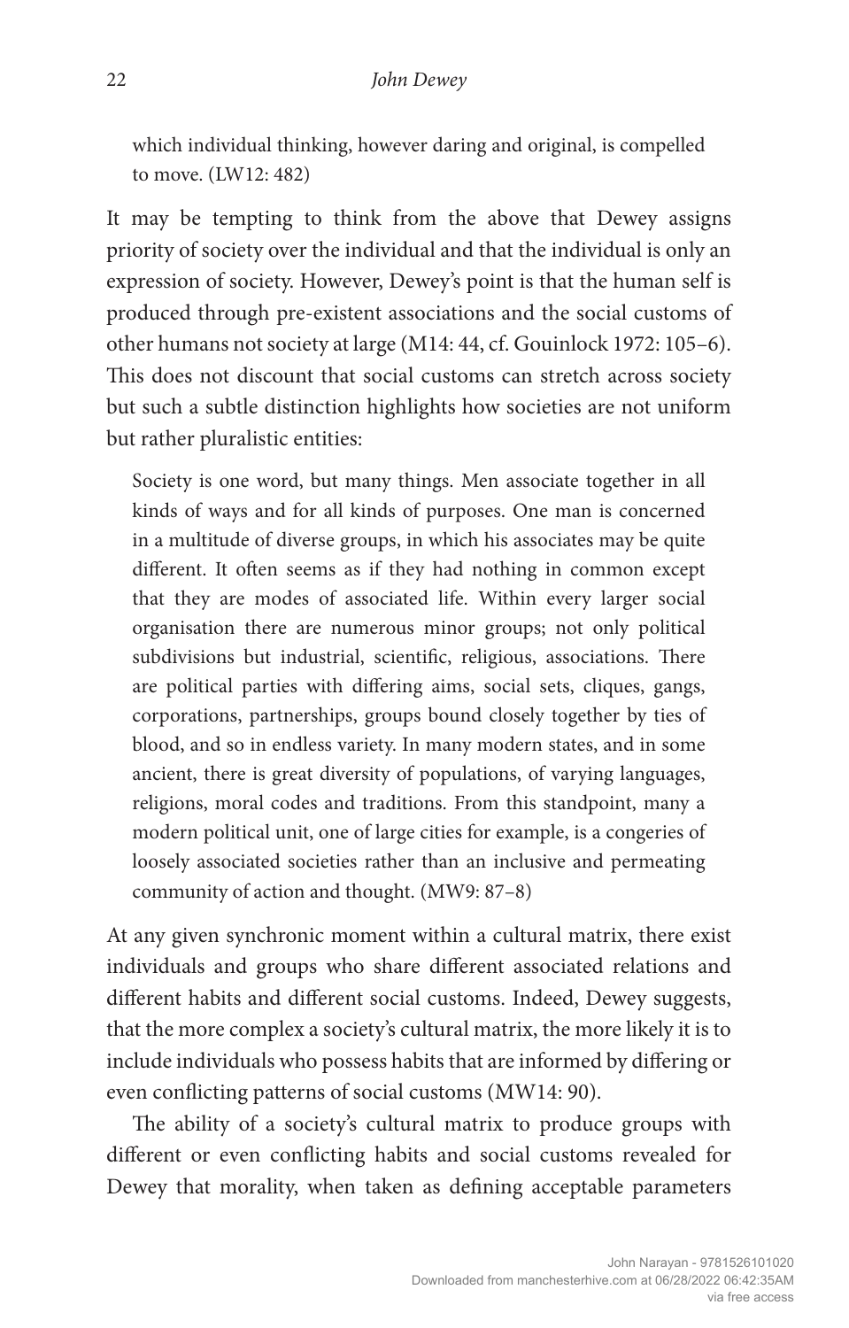> which individual thinking, however daring and original, is compelled to move. (LW12: 482)

It may be tempting to think from the above that Dewey assigns priority of society over the individual and that the individual is only an expression of society. However, Dewey's point is that the human self is produced through pre-existent associations and the social customs of other humans not society at large (M14: 44, cf. Gouinlock 1972: 105–6). This does not discount that social customs can stretch across society but such a subtle distinction highlights how societies are not uniform but rather pluralistic entities:

> Society is one word, but many things. Men associate together in all kinds of ways and for all kinds of purposes. One man is concerned in a multitude of diverse groups, in which his associates may be quite different. It often seems as if they had nothing in common except that they are modes of associated life. Within every larger social organisation there are numerous minor groups; not only political subdivisions but industrial, scientific, religious, associations. There are political parties with differing aims, social sets, cliques, gangs, corporations, partnerships, groups bound closely together by ties of blood, and so in endless variety. In many modern states, and in some ancient, there is great diversity of populations, of varying languages, religions, moral codes and traditions. From this standpoint, many a modern political unit, one of large cities for example, is a congeries of loosely associated societies rather than an inclusive and permeating community of action and thought. (MW9: 87–8)

At any given synchronic moment within a cultural matrix, there exist individuals and groups who share different associated relations and different habits and different social customs. Indeed, Dewey suggests, that the more complex a society's cultural matrix, the more likely it is to include individuals who possess habits that are informed by differing or even conflicting patterns of social customs (MW14: 90).

The ability of a society's cultural matrix to produce groups with different or even conflicting habits and social customs revealed for Dewey that morality, when taken as defining acceptable parameters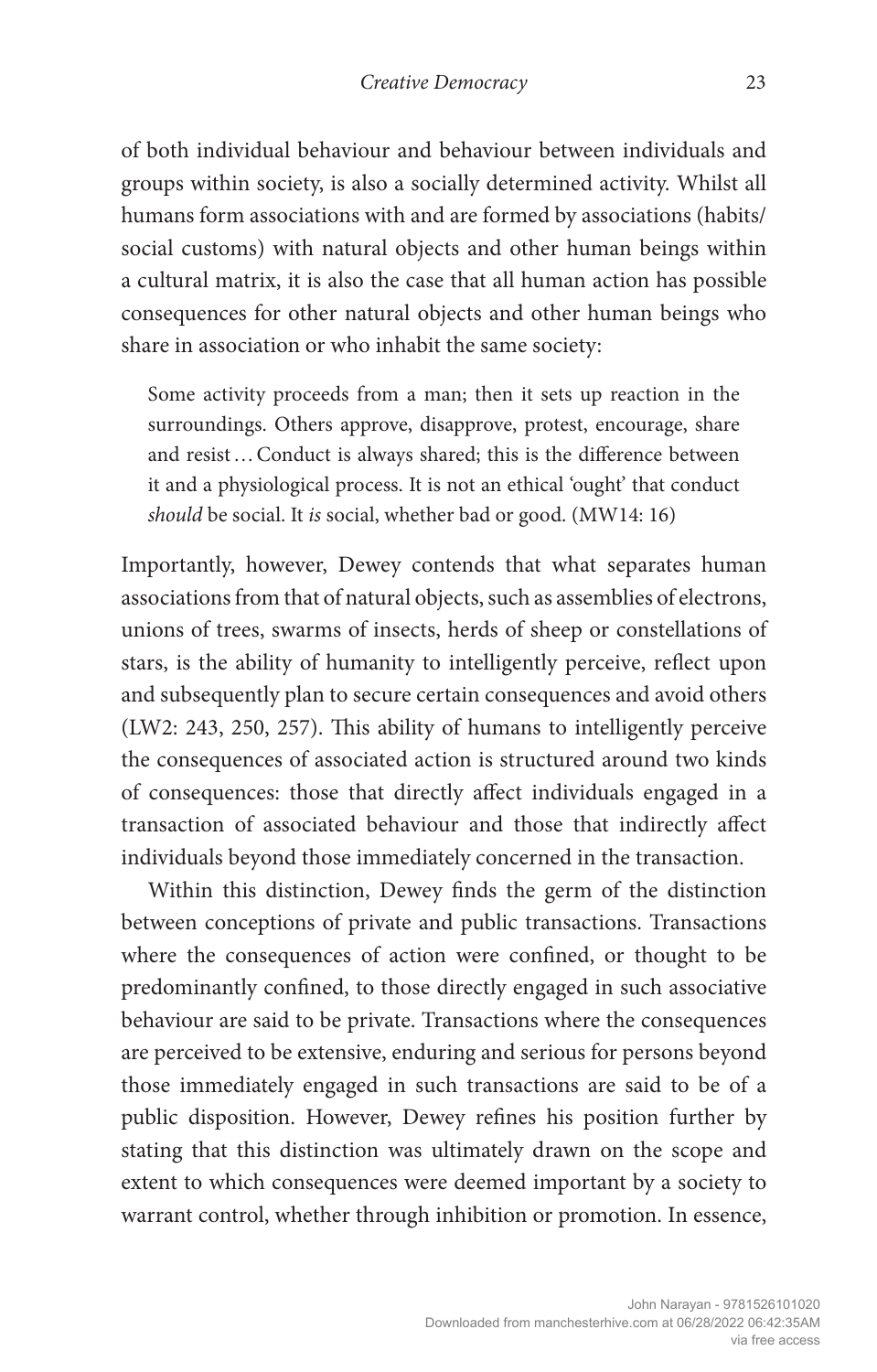of both individual behaviour and behaviour between individuals and groups within society, is also a socially determined activity. Whilst all humans form associations with and are formed by associations (habits/ social customs) with natural objects and other human beings within a cultural matrix, it is also the case that all human action has possible consequences for other natural objects and other human beings who share in association or who inhabit the same society:

> Some activity proceeds from a man; then it sets up reaction in the surroundings. Others approve, disapprove, protest, encourage, share and resist… Conduct is always shared; this is the difference between it and a physiological process. It is not an ethical 'ought' that conduct *should* be social. It *is* social, whether bad or good. (MW14: 16)

Importantly, however, Dewey contends that what separates human associations from that of natural objects, such as assemblies of electrons, unions of trees, swarms of insects, herds of sheep or constellations of stars, is the ability of humanity to intelligently perceive, reflect upon and subsequently plan to secure certain consequences and avoid others (LW2: 243, 250, 257). This ability of humans to intelligently perceive the consequences of associated action is structured around two kinds of consequences: those that directly affect individuals engaged in a transaction of associated behaviour and those that indirectly affect individuals beyond those immediately concerned in the transaction.

Within this distinction, Dewey finds the germ of the distinction between conceptions of private and public transactions. Transactions where the consequences of action were confined, or thought to be predominantly confined, to those directly engaged in such associative behaviour are said to be private. Transactions where the consequences are perceived to be extensive, enduring and serious for persons beyond those immediately engaged in such transactions are said to be of a public disposition. However, Dewey refines his position further by stating that this distinction was ultimately drawn on the scope and extent to which consequences were deemed important by a society to warrant control, whether through inhibition or promotion. In essence,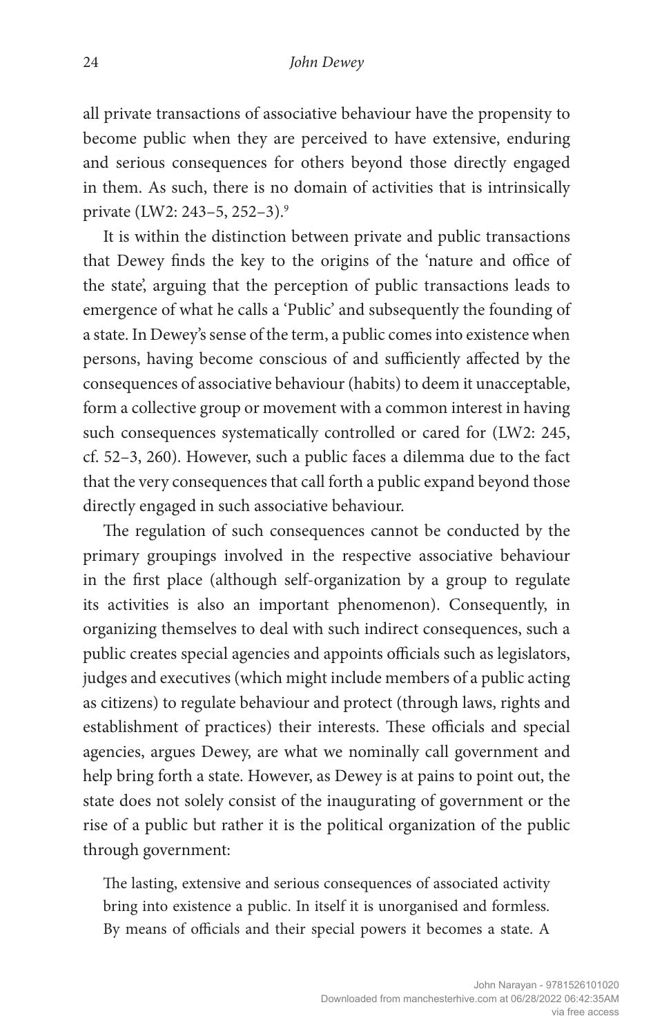all private transactions of associative behaviour have the propensity to become public when they are perceived to have extensive, enduring and serious consequences for others beyond those directly engaged in them. As such, there is no domain of activities that is intrinsically private (LW2: 243–5, 252–3).[9]

It is within the distinction between private and public transactions that Dewey finds the key to the origins of the 'nature and office of the state', arguing that the perception of public transactions leads to emergence of what he calls a 'Public' and subsequently the founding of a state. In Dewey's sense of the term, a public comes into existence when persons, having become conscious of and sufficiently affected by the consequences of associative behaviour (habits) to deem it unacceptable, form a collective group or movement with a common interest in having such consequences systematically controlled or cared for (LW2: 245, cf. 52–3, 260). However, such a public faces a dilemma due to the fact that the very consequences that call forth a public expand beyond those directly engaged in such associative behaviour.

The regulation of such consequences cannot be conducted by the primary groupings involved in the respective associative behaviour in the first place (although self-organization by a group to regulate its activities is also an important phenomenon). Consequently, in organizing themselves to deal with such indirect consequences, such a public creates special agencies and appoints officials such as legislators, judges and executives (which might include members of a public acting as citizens) to regulate behaviour and protect (through laws, rights and establishment of practices) their interests. These officials and special agencies, argues Dewey, are what we nominally call government and help bring forth a state. However, as Dewey is at pains to point out, the state does not solely consist of the inaugurating of government or the rise of a public but rather it is the political organization of the public through government:

> The lasting, extensive and serious consequences of associated activity bring into existence a public. In itself it is unorganised and formless. By means of officials and their special powers it becomes a state. A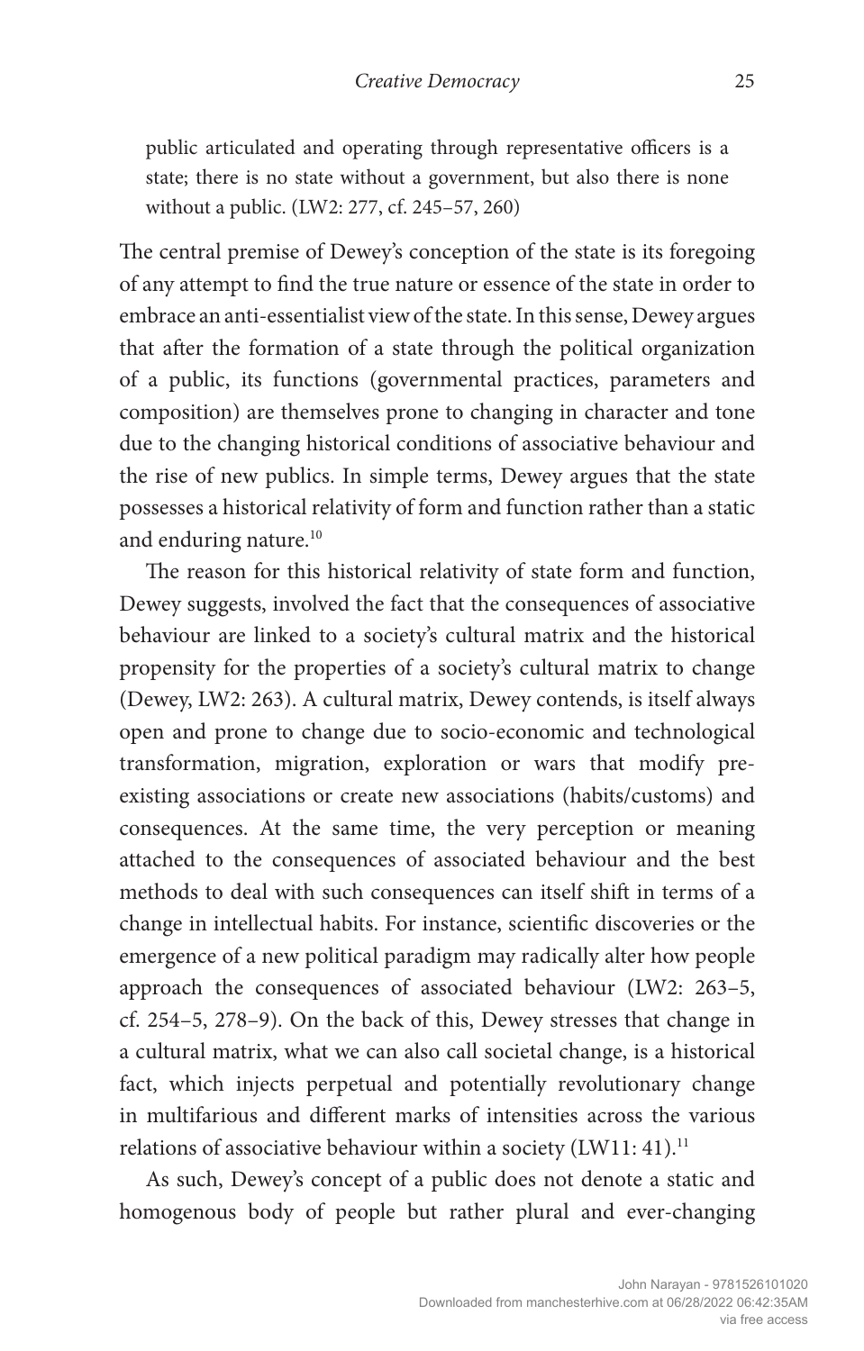> public articulated and operating through representative officers is a state; there is no state without a government, but also there is none without a public. (LW2: 277, cf. 245–57, 260)

The central premise of Dewey's conception of the state is its foregoing of any attempt to find the true nature or essence of the state in order to embrace an anti-essentialist view of the state. In this sense, Dewey argues that after the formation of a state through the political organization of a public, its functions (governmental practices, parameters and composition) are themselves prone to changing in character and tone due to the changing historical conditions of associative behaviour and the rise of new publics. In simple terms, Dewey argues that the state possesses a historical relativity of form and function rather than a static and enduring nature.[10]

The reason for this historical relativity of state form and function, Dewey suggests, involved the fact that the consequences of associative behaviour are linked to a society's cultural matrix and the historical propensity for the properties of a society's cultural matrix to change (Dewey, LW2: 263). A cultural matrix, Dewey contends, is itself always open and prone to change due to socio-economic and technological transformation, migration, exploration or wars that modify pre-existing associations or create new associations (habits/customs) and consequences. At the same time, the very perception or meaning attached to the consequences of associated behaviour and the best methods to deal with such consequences can itself shift in terms of a change in intellectual habits. For instance, scientific discoveries or the emergence of a new political paradigm may radically alter how people approach the consequences of associated behaviour (LW2: 263–5, cf. 254–5, 278–9). On the back of this, Dewey stresses that change in a cultural matrix, what we can also call societal change, is a historical fact, which injects perpetual and potentially revolutionary change in multifarious and different marks of intensities across the various relations of associative behaviour within a society (LW11: 41).[11]

As such, Dewey's concept of a public does not denote a static and homogenous body of people but rather plural and ever-changing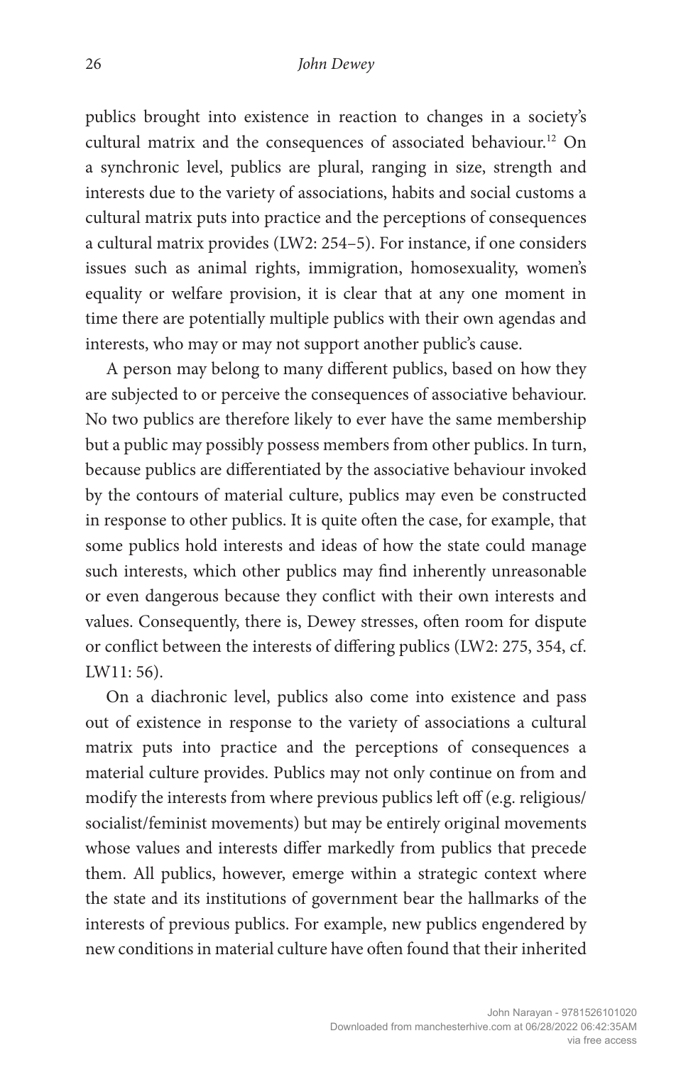publics brought into existence in reaction to changes in a society's cultural matrix and the consequences of associated behaviour.[12] On a synchronic level, publics are plural, ranging in size, strength and interests due to the variety of associations, habits and social customs a cultural matrix puts into practice and the perceptions of consequences a cultural matrix provides (LW2: 254–5). For instance, if one considers issues such as animal rights, immigration, homosexuality, women's equality or welfare provision, it is clear that at any one moment in time there are potentially multiple publics with their own agendas and interests, who may or may not support another public's cause.

A person may belong to many different publics, based on how they are subjected to or perceive the consequences of associative behaviour. No two publics are therefore likely to ever have the same membership but a public may possibly possess members from other publics. In turn, because publics are differentiated by the associative behaviour invoked by the contours of material culture, publics may even be constructed in response to other publics. It is quite often the case, for example, that some publics hold interests and ideas of how the state could manage such interests, which other publics may find inherently unreasonable or even dangerous because they conflict with their own interests and values. Consequently, there is, Dewey stresses, often room for dispute or conflict between the interests of differing publics (LW2: 275, 354, cf. LW11: 56).

On a diachronic level, publics also come into existence and pass out of existence in response to the variety of associations a cultural matrix puts into practice and the perceptions of consequences a material culture provides. Publics may not only continue on from and modify the interests from where previous publics left off (e.g. religious/socialist/feminist movements) but may be entirely original movements whose values and interests differ markedly from publics that precede them. All publics, however, emerge within a strategic context where the state and its institutions of government bear the hallmarks of the interests of previous publics. For example, new publics engendered by new conditions in material culture have often found that their inherited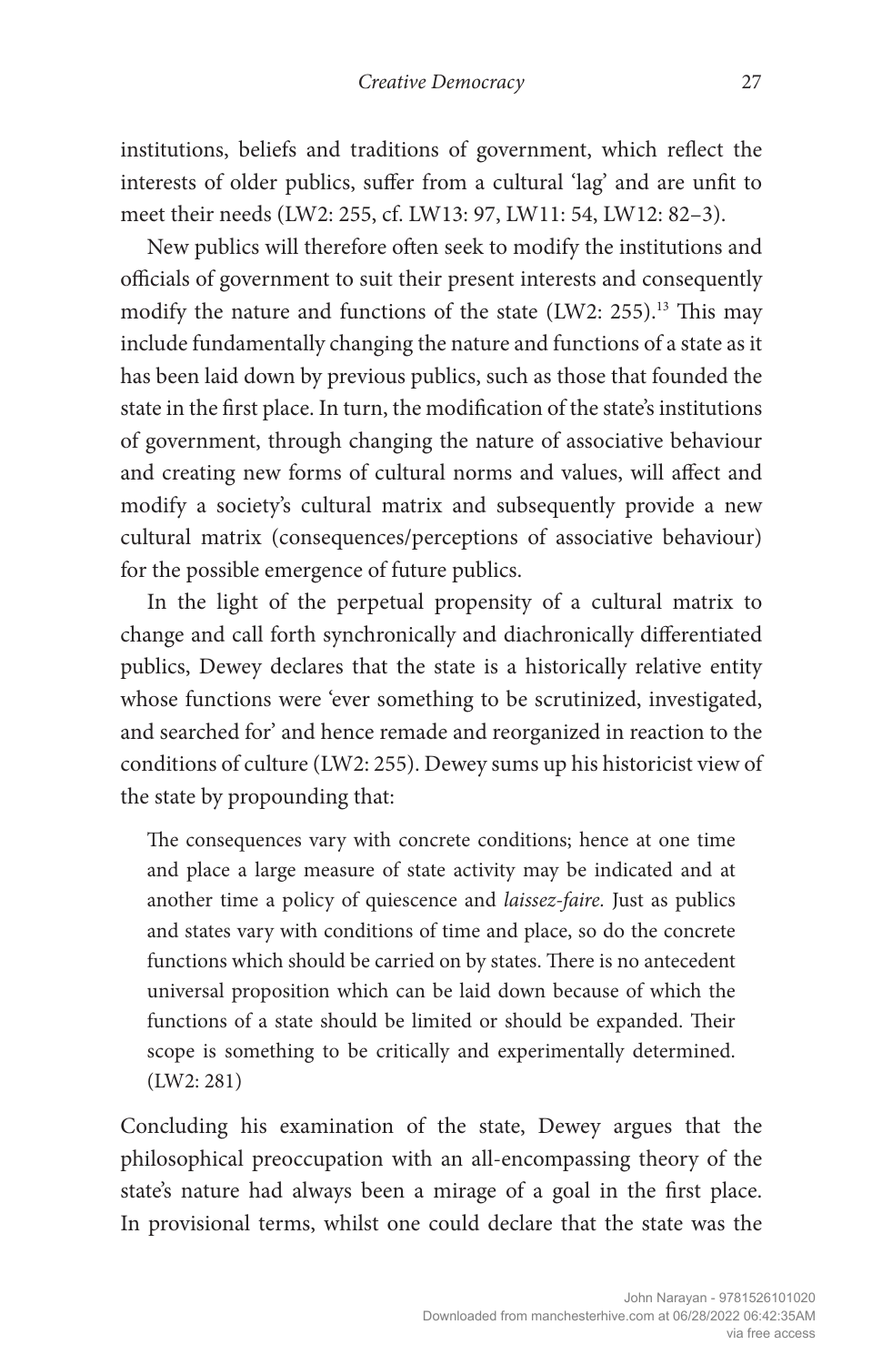institutions, beliefs and traditions of government, which reflect the interests of older publics, suffer from a cultural 'lag' and are unfit to meet their needs (LW2: 255, cf. LW13: 97, LW11: 54, LW12: 82–3).

New publics will therefore often seek to modify the institutions and officials of government to suit their present interests and consequently modify the nature and functions of the state (LW2: 255).[13] This may include fundamentally changing the nature and functions of a state as it has been laid down by previous publics, such as those that founded the state in the first place. In turn, the modification of the state's institutions of government, through changing the nature of associative behaviour and creating new forms of cultural norms and values, will affect and modify a society's cultural matrix and subsequently provide a new cultural matrix (consequences/perceptions of associative behaviour) for the possible emergence of future publics.

In the light of the perpetual propensity of a cultural matrix to change and call forth synchronically and diachronically differentiated publics, Dewey declares that the state is a historically relative entity whose functions were 'ever something to be scrutinized, investigated, and searched for' and hence remade and reorganized in reaction to the conditions of culture (LW2: 255). Dewey sums up his historicist view of the state by propounding that:

> The consequences vary with concrete conditions; hence at one time and place a large measure of state activity may be indicated and at another time a policy of quiescence and *laissez-faire*. Just as publics and states vary with conditions of time and place, so do the concrete functions which should be carried on by states. There is no antecedent universal proposition which can be laid down because of which the functions of a state should be limited or should be expanded. Their scope is something to be critically and experimentally determined. (LW2: 281)

Concluding his examination of the state, Dewey argues that the philosophical preoccupation with an all-encompassing theory of the state's nature had always been a mirage of a goal in the first place. In provisional terms, whilst one could declare that the state was the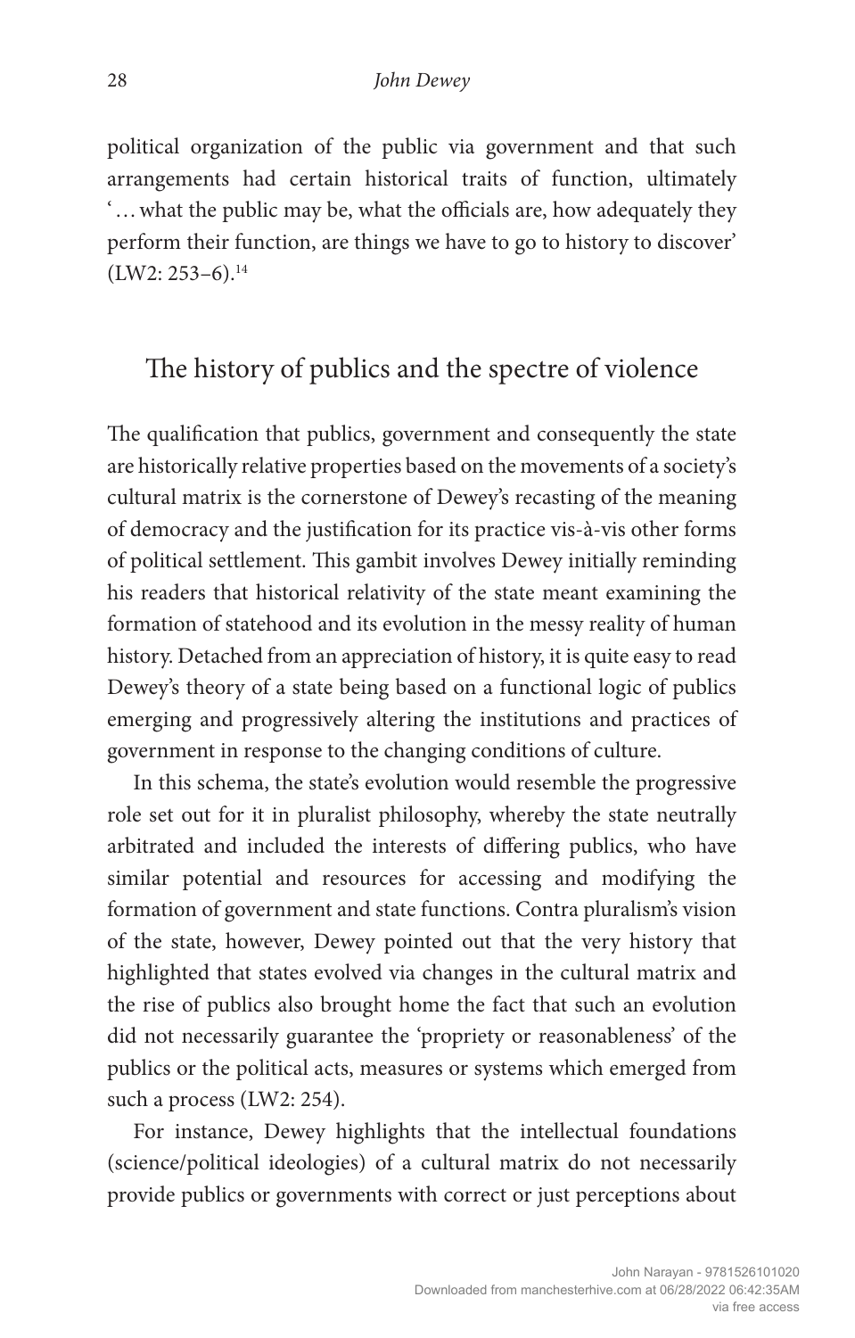political organization of the public via government and that such arrangements had certain historical traits of function, ultimately '… what the public may be, what the officials are, how adequately they perform their function, are things we have to go to history to discover' (LW2: 253–6).[14]

## The history of publics and the spectre of violence

The qualification that publics, government and consequently the state are historically relative properties based on the movements of a society's cultural matrix is the cornerstone of Dewey's recasting of the meaning of democracy and the justification for its practice vis-à-vis other forms of political settlement. This gambit involves Dewey initially reminding his readers that historical relativity of the state meant examining the formation of statehood and its evolution in the messy reality of human history. Detached from an appreciation of history, it is quite easy to read Dewey's theory of a state being based on a functional logic of publics emerging and progressively altering the institutions and practices of government in response to the changing conditions of culture.

In this schema, the state's evolution would resemble the progressive role set out for it in pluralist philosophy, whereby the state neutrally arbitrated and included the interests of differing publics, who have similar potential and resources for accessing and modifying the formation of government and state functions. Contra pluralism's vision of the state, however, Dewey pointed out that the very history that highlighted that states evolved via changes in the cultural matrix and the rise of publics also brought home the fact that such an evolution did not necessarily guarantee the 'propriety or reasonableness' of the publics or the political acts, measures or systems which emerged from such a process (LW2: 254).

For instance, Dewey highlights that the intellectual foundations (science/political ideologies) of a cultural matrix do not necessarily provide publics or governments with correct or just perceptions about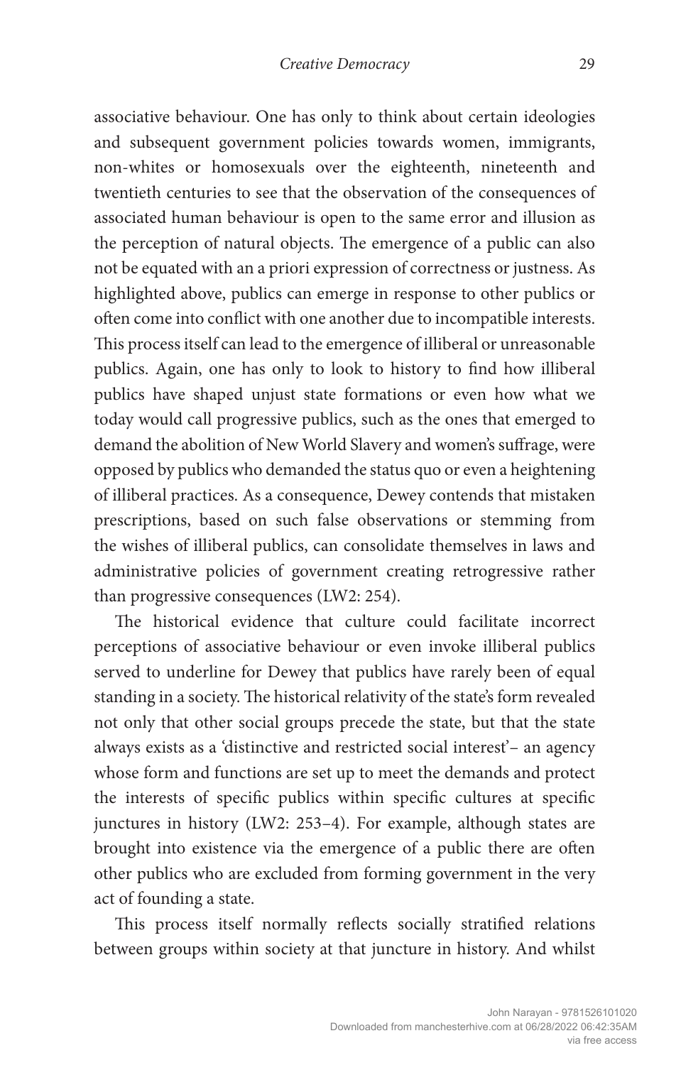associative behaviour. One has only to think about certain ideologies and subsequent government policies towards women, immigrants, non-whites or homosexuals over the eighteenth, nineteenth and twentieth centuries to see that the observation of the consequences of associated human behaviour is open to the same error and illusion as the perception of natural objects. The emergence of a public can also not be equated with an a priori expression of correctness or justness. As highlighted above, publics can emerge in response to other publics or often come into conflict with one another due to incompatible interests. This process itself can lead to the emergence of illiberal or unreasonable publics. Again, one has only to look to history to find how illiberal publics have shaped unjust state formations or even how what we today would call progressive publics, such as the ones that emerged to demand the abolition of New World Slavery and women's suffrage, were opposed by publics who demanded the status quo or even a heightening of illiberal practices. As a consequence, Dewey contends that mistaken prescriptions, based on such false observations or stemming from the wishes of illiberal publics, can consolidate themselves in laws and administrative policies of government creating retrogressive rather than progressive consequences (LW2: 254).

The historical evidence that culture could facilitate incorrect perceptions of associative behaviour or even invoke illiberal publics served to underline for Dewey that publics have rarely been of equal standing in a society. The historical relativity of the state's form revealed not only that other social groups precede the state, but that the state always exists as a 'distinctive and restricted social interest'– an agency whose form and functions are set up to meet the demands and protect the interests of specific publics within specific cultures at specific junctures in history (LW2: 253–4). For example, although states are brought into existence via the emergence of a public there are often other publics who are excluded from forming government in the very act of founding a state.

This process itself normally reflects socially stratified relations between groups within society at that juncture in history. And whilst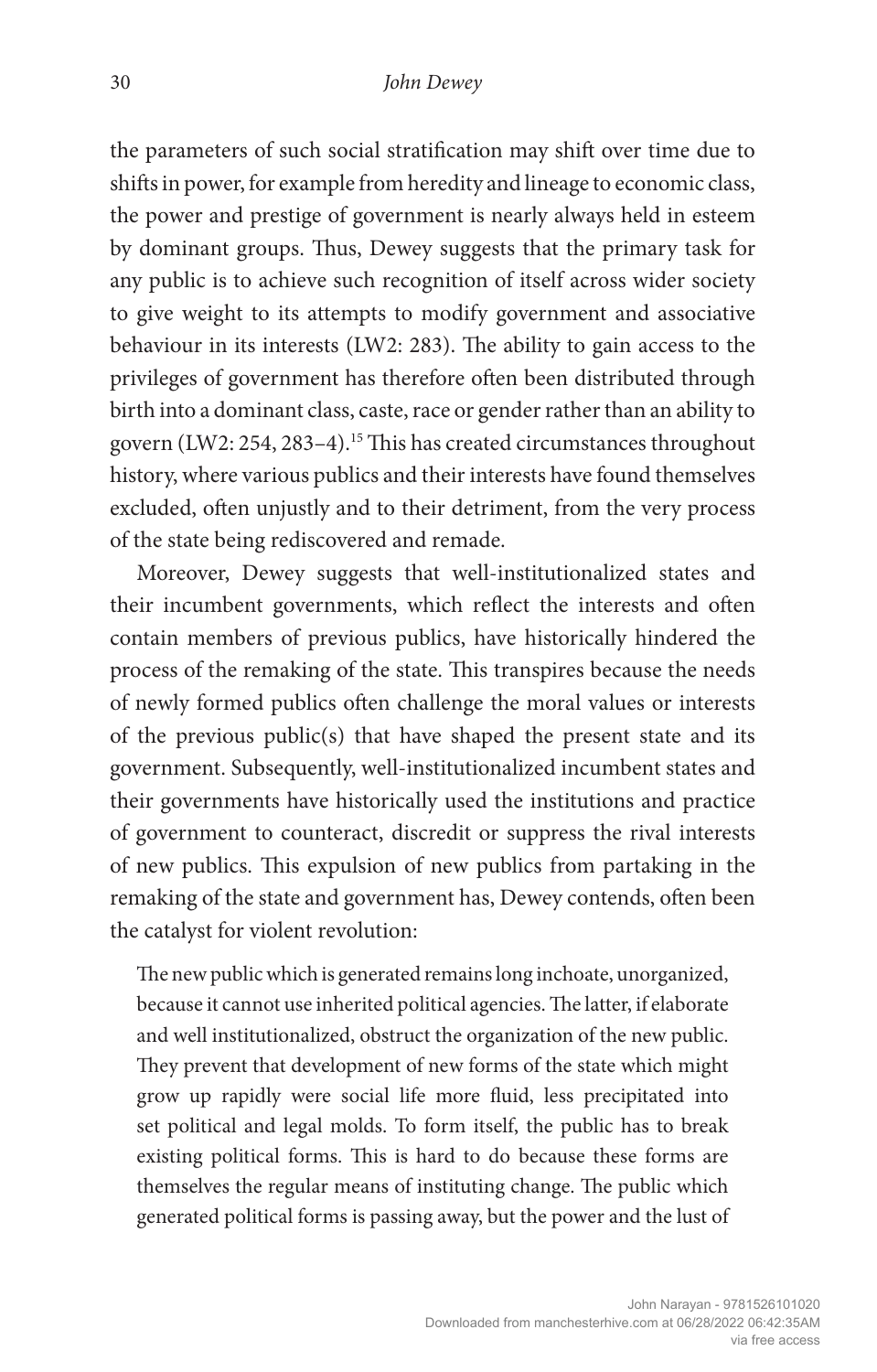the parameters of such social stratification may shift over time due to shifts in power, for example from heredity and lineage to economic class, the power and prestige of government is nearly always held in esteem by dominant groups. Thus, Dewey suggests that the primary task for any public is to achieve such recognition of itself across wider society to give weight to its attempts to modify government and associative behaviour in its interests (LW2: 283). The ability to gain access to the privileges of government has therefore often been distributed through birth into a dominant class, caste, race or gender rather than an ability to govern (LW2: 254, 283–4).[15] This has created circumstances throughout history, where various publics and their interests have found themselves excluded, often unjustly and to their detriment, from the very process of the state being rediscovered and remade.

Moreover, Dewey suggests that well-institutionalized states and their incumbent governments, which reflect the interests and often contain members of previous publics, have historically hindered the process of the remaking of the state. This transpires because the needs of newly formed publics often challenge the moral values or interests of the previous public(s) that have shaped the present state and its government. Subsequently, well-institutionalized incumbent states and their governments have historically used the institutions and practice of government to counteract, discredit or suppress the rival interests of new publics. This expulsion of new publics from partaking in the remaking of the state and government has, Dewey contends, often been the catalyst for violent revolution:

> The new public which is generated remains long inchoate, unorganized, because it cannot use inherited political agencies. The latter, if elaborate and well institutionalized, obstruct the organization of the new public. They prevent that development of new forms of the state which might grow up rapidly were social life more fluid, less precipitated into set political and legal molds. To form itself, the public has to break existing political forms. This is hard to do because these forms are themselves the regular means of instituting change. The public which generated political forms is passing away, but the power and the lust of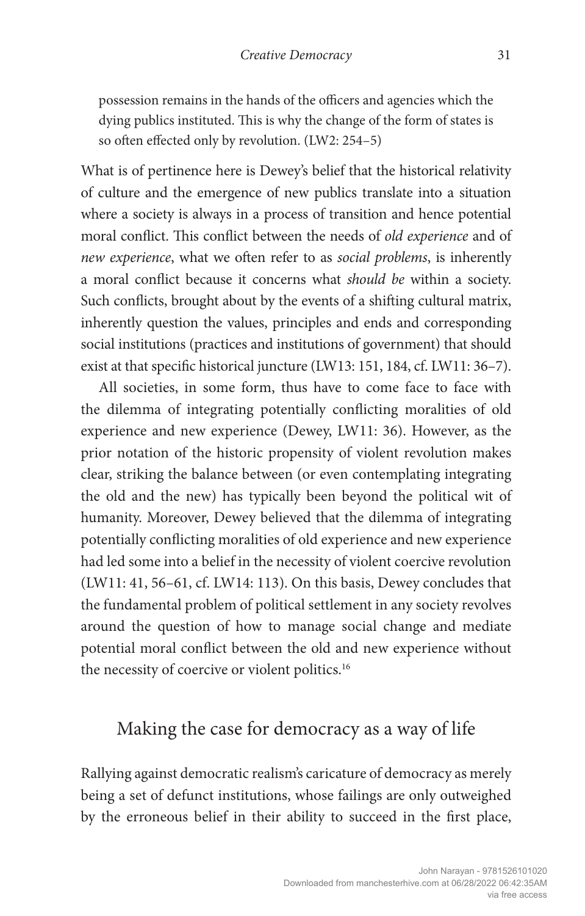> possession remains in the hands of the officers and agencies which the dying publics instituted. This is why the change of the form of states is so often effected only by revolution. (LW2: 254–5)

What is of pertinence here is Dewey's belief that the historical relativity of culture and the emergence of new publics translate into a situation where a society is always in a process of transition and hence potential moral conflict. This conflict between the needs of *old experience* and of *new experience*, what we often refer to as *social problems*, is inherently a moral conflict because it concerns what *should be* within a society. Such conflicts, brought about by the events of a shifting cultural matrix, inherently question the values, principles and ends and corresponding social institutions (practices and institutions of government) that should exist at that specific historical juncture (LW13: 151, 184, cf. LW11: 36–7).

All societies, in some form, thus have to come face to face with the dilemma of integrating potentially conflicting moralities of old experience and new experience (Dewey, LW11: 36). However, as the prior notation of the historic propensity of violent revolution makes clear, striking the balance between (or even contemplating integrating the old and the new) has typically been beyond the political wit of humanity. Moreover, Dewey believed that the dilemma of integrating potentially conflicting moralities of old experience and new experience had led some into a belief in the necessity of violent coercive revolution (LW11: 41, 56–61, cf. LW14: 113). On this basis, Dewey concludes that the fundamental problem of political settlement in any society revolves around the question of how to manage social change and mediate potential moral conflict between the old and new experience without the necessity of coercive or violent politics.[16]

## Making the case for democracy as a way of life

Rallying against democratic realism's caricature of democracy as merely being a set of defunct institutions, whose failings are only outweighed by the erroneous belief in their ability to succeed in the first place,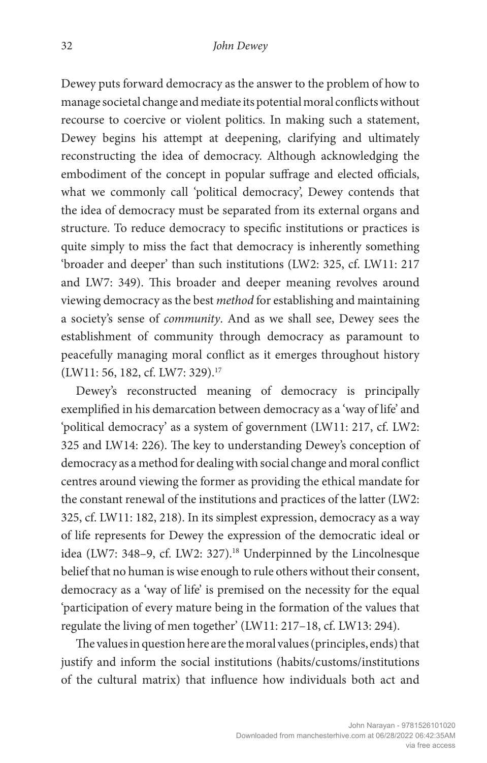Dewey puts forward democracy as the answer to the problem of how to manage societal change and mediate its potential moral conflicts without recourse to coercive or violent politics. In making such a statement, Dewey begins his attempt at deepening, clarifying and ultimately reconstructing the idea of democracy. Although acknowledging the embodiment of the concept in popular suffrage and elected officials, what we commonly call 'political democracy', Dewey contends that the idea of democracy must be separated from its external organs and structure. To reduce democracy to specific institutions or practices is quite simply to miss the fact that democracy is inherently something 'broader and deeper' than such institutions (LW2: 325, cf. LW11: 217 and LW7: 349). This broader and deeper meaning revolves around viewing democracy as the best *method* for establishing and maintaining a society's sense of *community*. And as we shall see, Dewey sees the establishment of community through democracy as paramount to peacefully managing moral conflict as it emerges throughout history (LW11: 56, 182, cf. LW7: 329).[17]

Dewey's reconstructed meaning of democracy is principally exemplified in his demarcation between democracy as a 'way of life' and 'political democracy' as a system of government (LW11: 217, cf. LW2: 325 and LW14: 226). The key to understanding Dewey's conception of democracy as a method for dealing with social change and moral conflict centres around viewing the former as providing the ethical mandate for the constant renewal of the institutions and practices of the latter (LW2: 325, cf. LW11: 182, 218). In its simplest expression, democracy as a way of life represents for Dewey the expression of the democratic ideal or idea (LW7: 348–9, cf. LW2: 327).[18] Underpinned by the Lincolnesque belief that no human is wise enough to rule others without their consent, democracy as a 'way of life' is premised on the necessity for the equal 'participation of every mature being in the formation of the values that regulate the living of men together' (LW11: 217–18, cf. LW13: 294).

The values in question here are the moral values (principles, ends) that justify and inform the social institutions (habits/customs/institutions of the cultural matrix) that influence how individuals both act and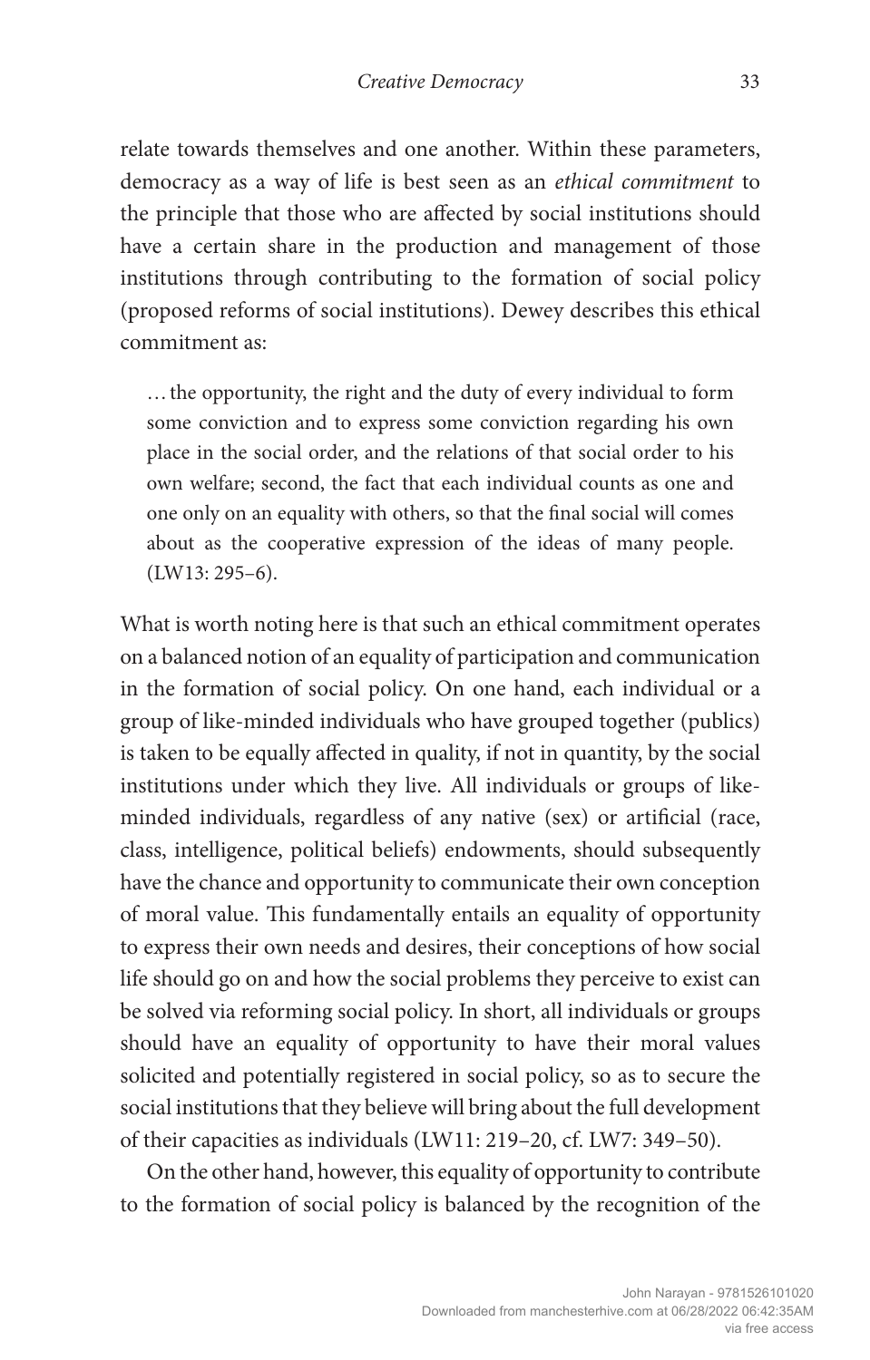relate towards themselves and one another. Within these parameters, democracy as a way of life is best seen as an *ethical commitment* to the principle that those who are affected by social institutions should have a certain share in the production and management of those institutions through contributing to the formation of social policy (proposed reforms of social institutions). Dewey describes this ethical commitment as:

> … the opportunity, the right and the duty of every individual to form some conviction and to express some conviction regarding his own place in the social order, and the relations of that social order to his own welfare; second, the fact that each individual counts as one and one only on an equality with others, so that the final social will comes about as the cooperative expression of the ideas of many people. (LW13: 295–6).

What is worth noting here is that such an ethical commitment operates on a balanced notion of an equality of participation and communication in the formation of social policy. On one hand, each individual or a group of like-minded individuals who have grouped together (publics) is taken to be equally affected in quality, if not in quantity, by the social institutions under which they live. All individuals or groups of like-minded individuals, regardless of any native (sex) or artificial (race, class, intelligence, political beliefs) endowments, should subsequently have the chance and opportunity to communicate their own conception of moral value. This fundamentally entails an equality of opportunity to express their own needs and desires, their conceptions of how social life should go on and how the social problems they perceive to exist can be solved via reforming social policy. In short, all individuals or groups should have an equality of opportunity to have their moral values solicited and potentially registered in social policy, so as to secure the social institutions that they believe will bring about the full development of their capacities as individuals (LW11: 219–20, cf. LW7: 349–50).

On the other hand, however, this equality of opportunity to contribute to the formation of social policy is balanced by the recognition of the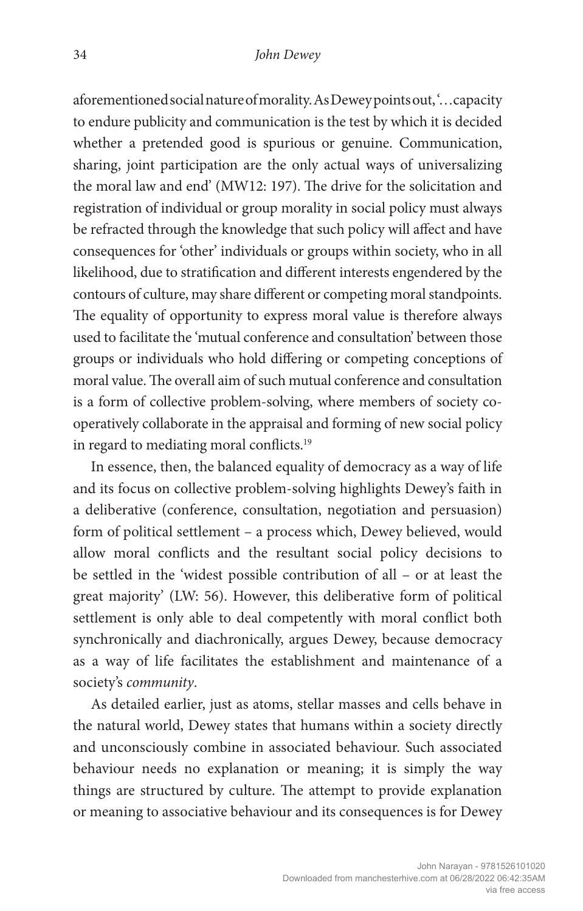aforementioned social nature of morality. As Dewey points out, '…capacity to endure publicity and communication is the test by which it is decided whether a pretended good is spurious or genuine. Communication, sharing, joint participation are the only actual ways of universalizing the moral law and end' (MW12: 197). The drive for the solicitation and registration of individual or group morality in social policy must always be refracted through the knowledge that such policy will affect and have consequences for 'other' individuals or groups within society, who in all likelihood, due to stratification and different interests engendered by the contours of culture, may share different or competing moral standpoints. The equality of opportunity to express moral value is therefore always used to facilitate the 'mutual conference and consultation' between those groups or individuals who hold differing or competing conceptions of moral value. The overall aim of such mutual conference and consultation is a form of collective problem-solving, where members of society co-operatively collaborate in the appraisal and forming of new social policy in regard to mediating moral conflicts.[19]

In essence, then, the balanced equality of democracy as a way of life and its focus on collective problem-solving highlights Dewey's faith in a deliberative (conference, consultation, negotiation and persuasion) form of political settlement – a process which, Dewey believed, would allow moral conflicts and the resultant social policy decisions to be settled in the 'widest possible contribution of all – or at least the great majority' (LW: 56). However, this deliberative form of political settlement is only able to deal competently with moral conflict both synchronically and diachronically, argues Dewey, because democracy as a way of life facilitates the establishment and maintenance of a society's *community*.

As detailed earlier, just as atoms, stellar masses and cells behave in the natural world, Dewey states that humans within a society directly and unconsciously combine in associated behaviour. Such associated behaviour needs no explanation or meaning; it is simply the way things are structured by culture. The attempt to provide explanation or meaning to associative behaviour and its consequences is for Dewey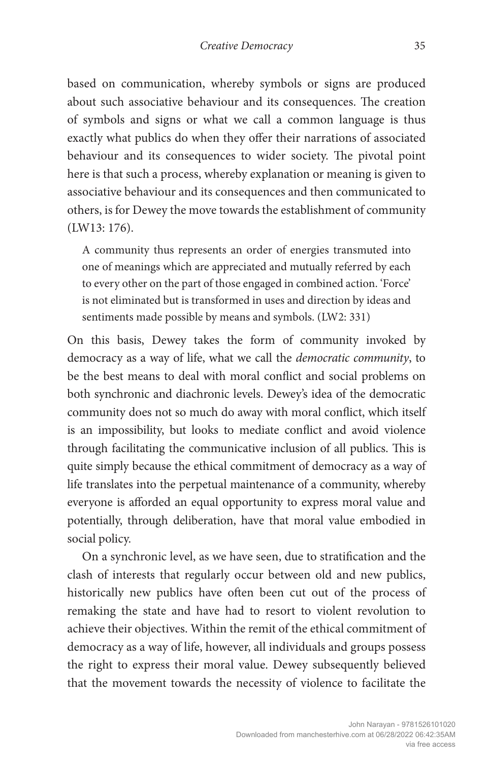based on communication, whereby symbols or signs are produced about such associative behaviour and its consequences. The creation of symbols and signs or what we call a common language is thus exactly what publics do when they offer their narrations of associated behaviour and its consequences to wider society. The pivotal point here is that such a process, whereby explanation or meaning is given to associative behaviour and its consequences and then communicated to others, is for Dewey the move towards the establishment of community (LW13: 176).

> A community thus represents an order of energies transmuted into one of meanings which are appreciated and mutually referred by each to every other on the part of those engaged in combined action. 'Force' is not eliminated but is transformed in uses and direction by ideas and sentiments made possible by means and symbols. (LW2: 331)

On this basis, Dewey takes the form of community invoked by democracy as a way of life, what we call the *democratic community*, to be the best means to deal with moral conflict and social problems on both synchronic and diachronic levels. Dewey's idea of the democratic community does not so much do away with moral conflict, which itself is an impossibility, but looks to mediate conflict and avoid violence through facilitating the communicative inclusion of all publics. This is quite simply because the ethical commitment of democracy as a way of life translates into the perpetual maintenance of a community, whereby everyone is afforded an equal opportunity to express moral value and potentially, through deliberation, have that moral value embodied in social policy.

On a synchronic level, as we have seen, due to stratification and the clash of interests that regularly occur between old and new publics, historically new publics have often been cut out of the process of remaking the state and have had to resort to violent revolution to achieve their objectives. Within the remit of the ethical commitment of democracy as a way of life, however, all individuals and groups possess the right to express their moral value. Dewey subsequently believed that the movement towards the necessity of violence to facilitate the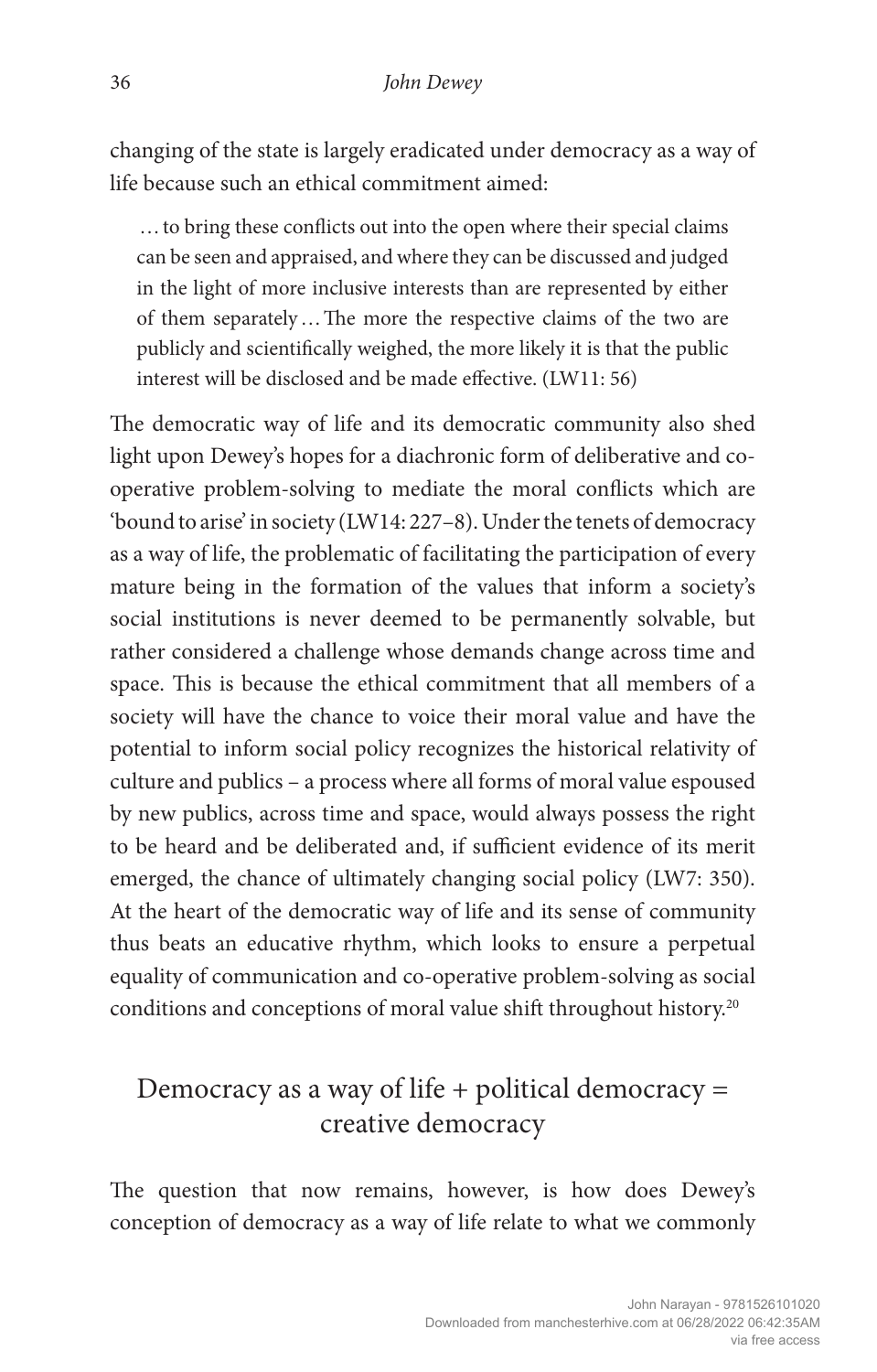changing of the state is largely eradicated under democracy as a way of life because such an ethical commitment aimed:

> … to bring these conflicts out into the open where their special claims can be seen and appraised, and where they can be discussed and judged in the light of more inclusive interests than are represented by either of them separately … The more the respective claims of the two are publicly and scientifically weighed, the more likely it is that the public interest will be disclosed and be made effective. (LW11: 56)

The democratic way of life and its democratic community also shed light upon Dewey's hopes for a diachronic form of deliberative and co-operative problem-solving to mediate the moral conflicts which are 'bound to arise' in society (LW14: 227–8). Under the tenets of democracy as a way of life, the problematic of facilitating the participation of every mature being in the formation of the values that inform a society's social institutions is never deemed to be permanently solvable, but rather considered a challenge whose demands change across time and space. This is because the ethical commitment that all members of a society will have the chance to voice their moral value and have the potential to inform social policy recognizes the historical relativity of culture and publics – a process where all forms of moral value espoused by new publics, across time and space, would always possess the right to be heard and be deliberated and, if sufficient evidence of its merit emerged, the chance of ultimately changing social policy (LW7: 350). At the heart of the democratic way of life and its sense of community thus beats an educative rhythm, which looks to ensure a perpetual equality of communication and co-operative problem-solving as social conditions and conceptions of moral value shift throughout history.[20]

## Democracy as a way of life + political democracy = creative democracy

The question that now remains, however, is how does Dewey's conception of democracy as a way of life relate to what we commonly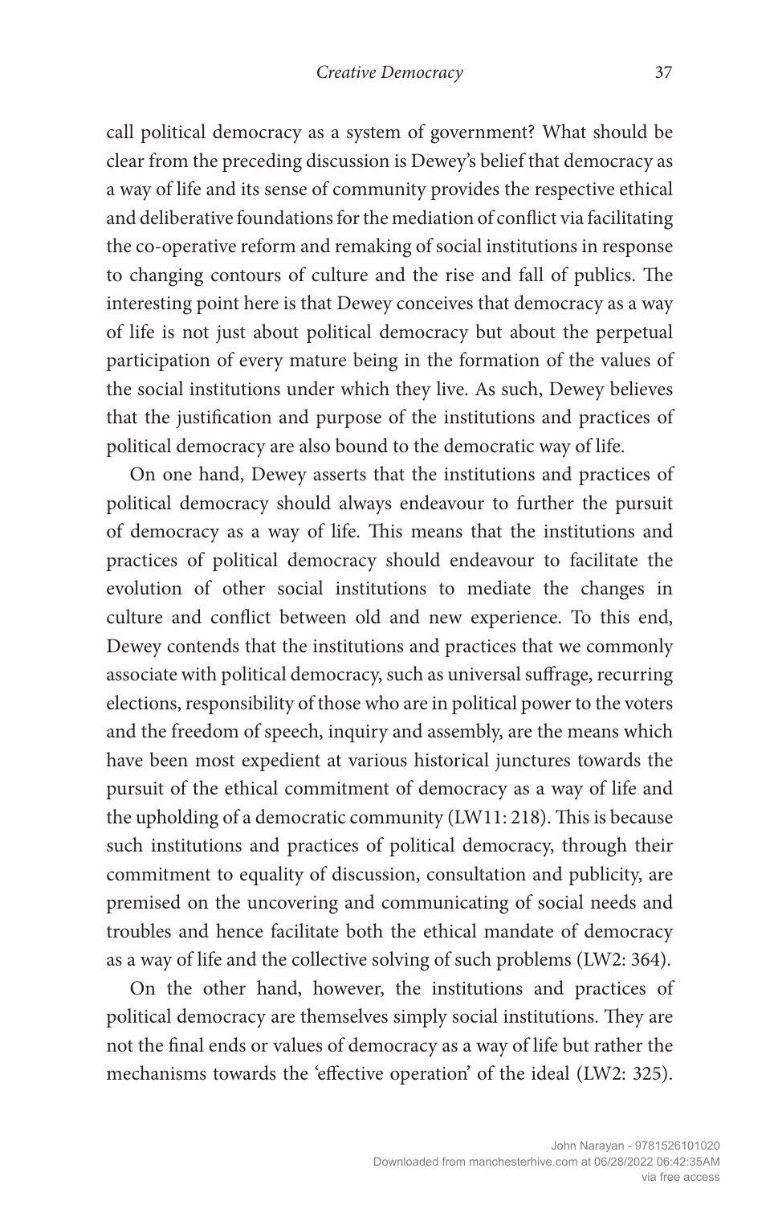call political democracy as a system of government? What should be clear from the preceding discussion is Dewey's belief that democracy as a way of life and its sense of community provides the respective ethical and deliberative foundations for the mediation of conflict via facilitating the co-operative reform and remaking of social institutions in response to changing contours of culture and the rise and fall of publics. The interesting point here is that Dewey conceives that democracy as a way of life is not just about political democracy but about the perpetual participation of every mature being in the formation of the values of the social institutions under which they live. As such, Dewey believes that the justification and purpose of the institutions and practices of political democracy are also bound to the democratic way of life.

On one hand, Dewey asserts that the institutions and practices of political democracy should always endeavour to further the pursuit of democracy as a way of life. This means that the institutions and practices of political democracy should endeavour to facilitate the evolution of other social institutions to mediate the changes in culture and conflict between old and new experience. To this end, Dewey contends that the institutions and practices that we commonly associate with political democracy, such as universal suffrage, recurring elections, responsibility of those who are in political power to the voters and the freedom of speech, inquiry and assembly, are the means which have been most expedient at various historical junctures towards the pursuit of the ethical commitment of democracy as a way of life and the upholding of a democratic community (LW11: 218). This is because such institutions and practices of political democracy, through their commitment to equality of discussion, consultation and publicity, are premised on the uncovering and communicating of social needs and troubles and hence facilitate both the ethical mandate of democracy as a way of life and the collective solving of such problems (LW2: 364).

On the other hand, however, the institutions and practices of political democracy are themselves simply social institutions. They are not the final ends or values of democracy as a way of life but rather the mechanisms towards the 'effective operation' of the ideal (LW2: 325).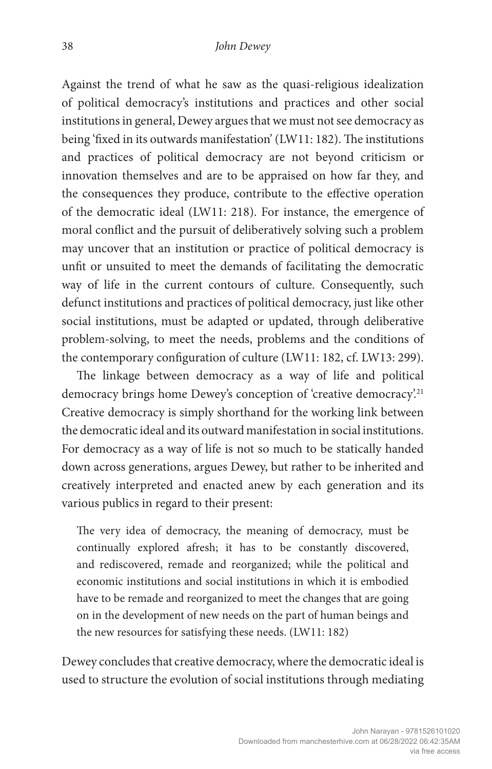Against the trend of what he saw as the quasi-religious idealization of political democracy's institutions and practices and other social institutions in general, Dewey argues that we must not see democracy as being 'fixed in its outwards manifestation' (LW11: 182). The institutions and practices of political democracy are not beyond criticism or innovation themselves and are to be appraised on how far they, and the consequences they produce, contribute to the effective operation of the democratic ideal (LW11: 218). For instance, the emergence of moral conflict and the pursuit of deliberatively solving such a problem may uncover that an institution or practice of political democracy is unfit or unsuited to meet the demands of facilitating the democratic way of life in the current contours of culture. Consequently, such defunct institutions and practices of political democracy, just like other social institutions, must be adapted or updated, through deliberative problem-solving, to meet the needs, problems and the conditions of the contemporary configuration of culture (LW11: 182, cf. LW13: 299).

The linkage between democracy as a way of life and political democracy brings home Dewey's conception of 'creative democracy'.[21] Creative democracy is simply shorthand for the working link between the democratic ideal and its outward manifestation in social institutions. For democracy as a way of life is not so much to be statically handed down across generations, argues Dewey, but rather to be inherited and creatively interpreted and enacted anew by each generation and its various publics in regard to their present:

> The very idea of democracy, the meaning of democracy, must be continually explored afresh; it has to be constantly discovered, and rediscovered, remade and reorganized; while the political and economic institutions and social institutions in which it is embodied have to be remade and reorganized to meet the changes that are going on in the development of new needs on the part of human beings and the new resources for satisfying these needs. (LW11: 182)

Dewey concludes that creative democracy, where the democratic ideal is used to structure the evolution of social institutions through mediating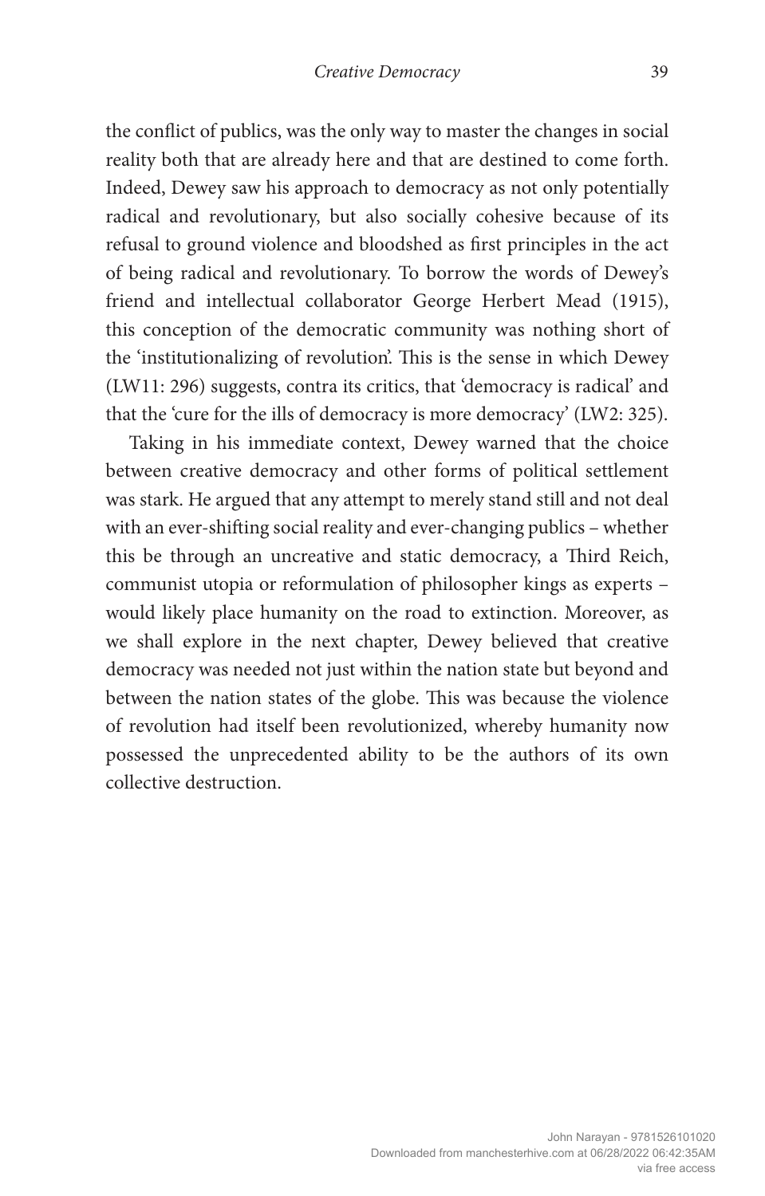the conflict of publics, was the only way to master the changes in social reality both that are already here and that are destined to come forth. Indeed, Dewey saw his approach to democracy as not only potentially radical and revolutionary, but also socially cohesive because of its refusal to ground violence and bloodshed as first principles in the act of being radical and revolutionary. To borrow the words of Dewey's friend and intellectual collaborator George Herbert Mead (1915), this conception of the democratic community was nothing short of the 'institutionalizing of revolution'. This is the sense in which Dewey (LW11: 296) suggests, contra its critics, that 'democracy is radical' and that the 'cure for the ills of democracy is more democracy' (LW2: 325).

Taking in his immediate context, Dewey warned that the choice between creative democracy and other forms of political settlement was stark. He argued that any attempt to merely stand still and not deal with an ever-shifting social reality and ever-changing publics – whether this be through an uncreative and static democracy, a Third Reich, communist utopia or reformulation of philosopher kings as experts – would likely place humanity on the road to extinction. Moreover, as we shall explore in the next chapter, Dewey believed that creative democracy was needed not just within the nation state but beyond and between the nation states of the globe. This was because the violence of revolution had itself been revolutionized, whereby humanity now possessed the unprecedented ability to be the authors of its own collective destruction.